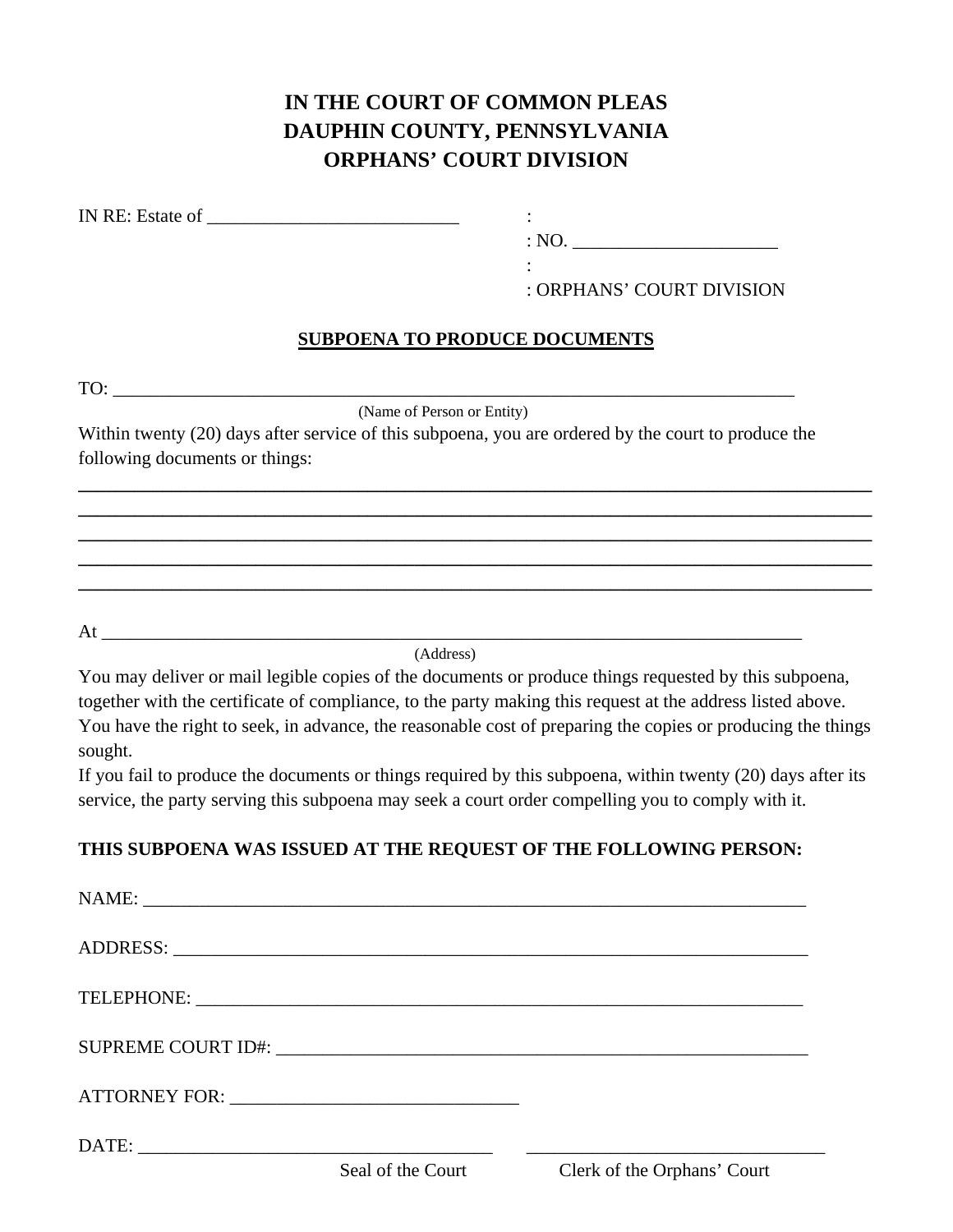**IN THE COURT OF COMMON PLEAS**
**DAUPHIN COUNTY, PENNSYLVANIA**
**ORPHANS' COURT DIVISION**

IN RE: Estate of ___________________________ :
: NO. ______________________
:
: ORPHANS' COURT DIVISION

**SUBPOENA TO PRODUCE DOCUMENTS**

TO: ___________________________________________________________________________
(Name of Person or Entity)

Within twenty (20) days after service of this subpoena, you are ordered by the court to produce the following documents or things:

___________________________________________________________________________________
___________________________________________________________________________________
___________________________________________________________________________________
___________________________________________________________________________________
___________________________________________________________________________________

At _____________________________________________________________________________
(Address)

You may deliver or mail legible copies of the documents or produce things requested by this subpoena, together with the certificate of compliance, to the party making this request at the address listed above. You have the right to seek, in advance, the reasonable cost of preparing the copies or producing the things sought.

If you fail to produce the documents or things required by this subpoena, within twenty (20) days after its service, the party serving this subpoena may seek a court order compelling you to comply with it.

**THIS SUBPOENA WAS ISSUED AT THE REQUEST OF THE FOLLOWING PERSON:**

NAME: __________________________________________________________________________

ADDRESS: _______________________________________________________________________

TELEPHONE: _____________________________________________________________________

SUPREME COURT ID#: _____________________________________________________________

ATTORNEY FOR: _______________________________

DATE: _______________________________________ ________________________________
Seal of the Court Clerk of the Orphans' Court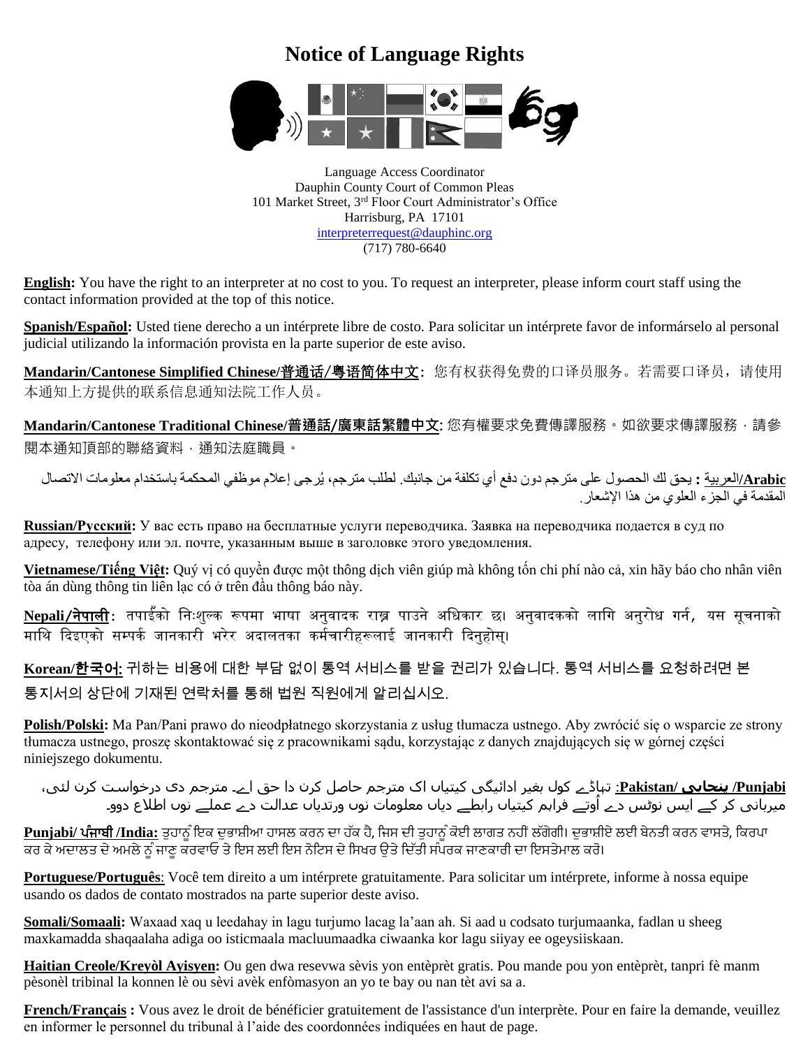# Notice of Language Rights

Language Access Coordinator
Dauphin County Court of Common Pleas
101 Market Street, 3rd Floor Court Administrator's Office
Harrisburg, PA 17101
interpreterrequest@dauphinc.org
(717) 780-6640

**English:** You have the right to an interpreter at no cost to you. To request an interpreter, please inform court staff using the contact information provided at the top of this notice.

**Spanish/Español:** Usted tiene derecho a un intérprete libre de costo. Para solicitar un intérprete favor de informárselo al personal judicial utilizando la información provista en la parte superior de este aviso.

**Mandarin/Cantonese Simplified Chinese/普通话/粤语简体中文:** 您有权获得免费的口译员服务。若需要口译员，请使用本通知上方提供的联系信息通知法院工作人员。

**Mandarin/Cantonese Traditional Chinese/普通話/廣東話繁體中文:** 您有權要求免費傳譯服務。如欲要求傳譯服務，請參閱本通知頂部的聯絡資料，通知法庭職員。

**Arabic/العربية :** يحق لك الحصول على مترجم دون دفع أي تكلفة من جانبك. لطلب مترجم، يُرجى إعلام موظفي المحكمة باستخدام معلومات الاتصال المقدمة في الجزء العلوي من هذا الإشعار.

**Russian/Русский:** У вас есть право на бесплатные услуги переводчика. Заявка на переводчика подается в суд по адресу, телефону или эл. почте, указанным выше в заголовке этого уведомления.

**Vietnamese/Tiếng Việt:** Quý vị có quyền được một thông dịch viên giúp mà không tốn chi phí nào cả, xin hãy báo cho nhân viên tòa án dùng thông tin liên lạc có ở trên đầu thông báo này.

**Nepali/नेपाली:** तपाईँको निःशुल्क रूपमा भाषा अनुवादक राख्न पाउने अधिकार छ। अनुवादकको लागि अनुरोध गर्न, यस सूचनाको माथि दिइएको सम्पर्क जानकारी भरेर अदालतका कर्मचारीहरूलाई जानकारी दिनुहोस्।

**Korean/한국어:** 귀하는 비용에 대한 부담 없이 통역 서비스를 받을 권리가 있습니다. 통역 서비스를 요청하려면 본 통지서의 상단에 기재된 연락처를 통해 법원 직원에게 알리십시오.

**Polish/Polski:** Ma Pan/Pani prawo do nieodpłatnego skorzystania z usług tłumacza ustnego. Aby zwrócić się o wsparcie ze strony tłumacza ustnego, proszę skontaktować się z pracownikami sądu, korzystając z danych znajdujących się w górnej części niniejszego dokumentu.

**Punjabi/ پنجابی /Pakistan:** تہاڈے کول بغیر ادائیگی کیتیاں اک مترجم حاصل کرن دا حق اے۔ مترجم دی درخواست کرن لئی، میربانی کر کے ایس نوٹس دے اُوتے فراہم کیتیاں رابطے دیاں معلومات نوں ورتدیاں عدالت دے عملے نوں اطلاع دوو۔

**Punjabi/ ਪੰਜਾਬੀ /India:** ਤੁਹਾਨੂੰ ਇਕ ਦੁਭਾਸ਼ੀਆ ਹਾਸਲ ਕਰਨ ਦਾ ਹੱਕ ਹੈ, ਜਿਸ ਦੀ ਤੁਹਾਨੂੰ ਕੋਈ ਲਾਗਤ ਨਹੀਂ ਲੱਗੇਗੀ। ਦੁਭਾਸ਼ੀਏ ਲਈ ਬੇਨਤੀ ਕਰਨ ਵਾਸਤੇ, ਕਿਰਪਾ ਕਰ ਕੇ ਅਦਾਲਤ ਦੇ ਅਮਲੇ ਨੂੰ ਜਾਣੂ ਕਰਵਾਓ ਤੇ ਇਸ ਲਈ ਇਸ ਨੋਟਿਸ ਦੇ ਸਿਖਰ ਉੱਤੇ ਦਿੱਤੀ ਸੰਪਰਕ ਜਾਣਕਾਰੀ ਦਾ ਇਸਤੇਮਾਲ ਕਰੋ।

**Portuguese/Português**: Você tem direito a um intérprete gratuitamente. Para solicitar um intérprete, informe à nossa equipe usando os dados de contato mostrados na parte superior deste aviso.

**Somali/Somaali:** Waxaad xaq u leedahay in lagu turjumo lacag la'aan ah. Si aad u codsato turjumaanka, fadlan u sheeg maxkamadda shaqaalaha adiga oo isticmaala macluumaadka ciwaanka kor lagu siiyay ee ogeysiiskaan.

**Haitian Creole/Kreyòl Ayisyen:** Ou gen dwa resevwa sèvis yon entèprèt gratis. Pou mande pou yon entèprèt, tanpri fè manm pèsonèl tribinal la konnen lè ou sèvi avèk enfòmasyon an yo te bay ou nan tèt avi sa a.

**French/Français :** Vous avez le droit de bénéficier gratuitement de l'assistance d'un interprète. Pour en faire la demande, veuillez en informer le personnel du tribunal à l'aide des coordonnées indiquées en haut de page.